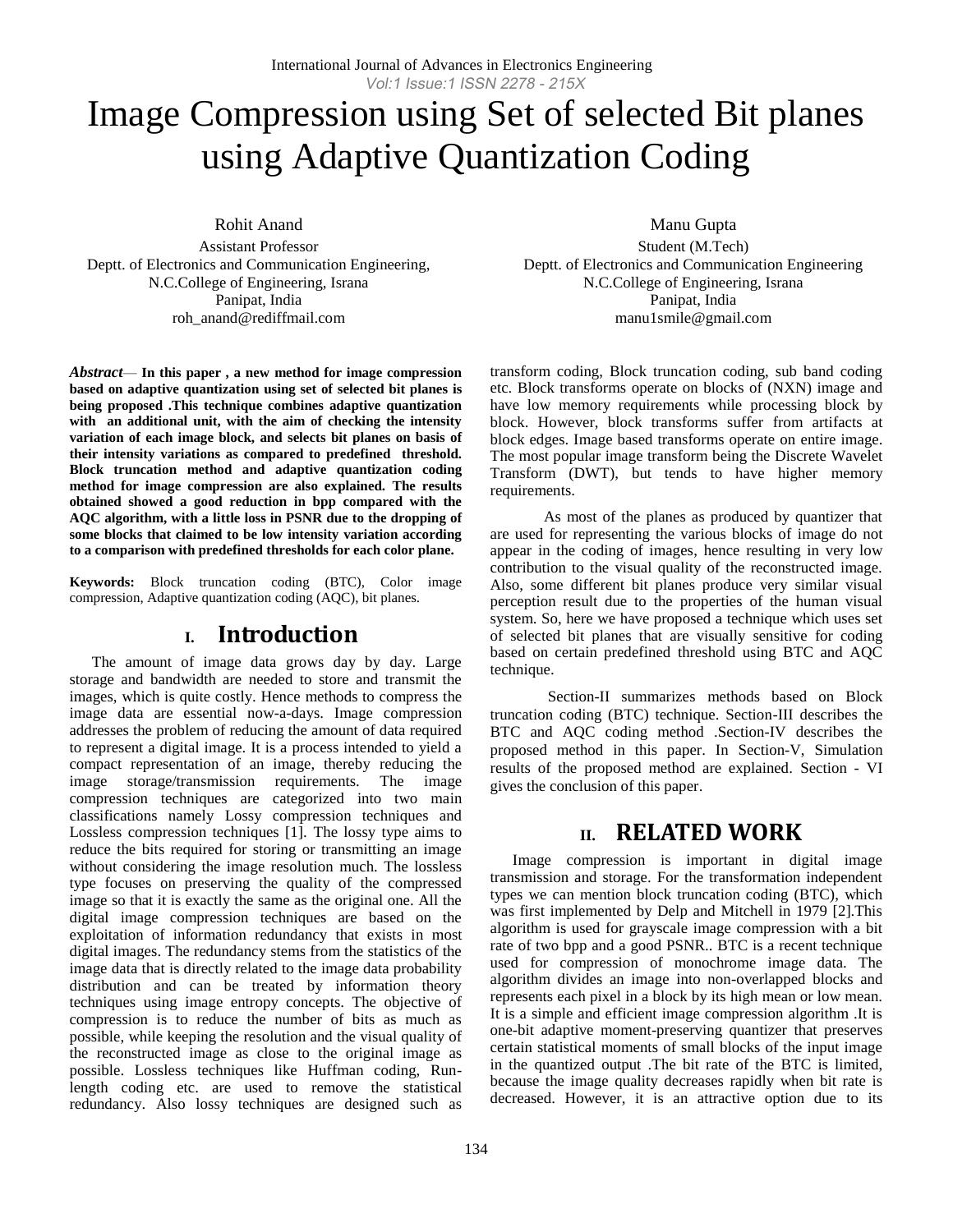# Image Compression using Set of selected Bit planes using Adaptive Quantization Coding

Rohit Anand
Assistant Professor
Deptt. of Electronics and Communication Engineering,
N.C.College of Engineering, Israna
Panipat, India
roh_anand@rediffmail.com

Manu Gupta
Student (M.Tech)
Deptt. of Electronics and Communication Engineering
N.C.College of Engineering, Israna
Panipat, India
manu1smile@gmail.com

***Abstract*— In this paper , a new method for image compression based on adaptive quantization using set of selected bit planes is being proposed .This technique combines adaptive quantization with an additional unit, with the aim of checking the intensity variation of each image block, and selects bit planes on basis of their intensity variations as compared to predefined threshold. Block truncation method and adaptive quantization coding method for image compression are also explained. The results obtained showed a good reduction in bpp compared with the AQC algorithm, with a little loss in PSNR due to the dropping of some blocks that claimed to be low intensity variation according to a comparison with predefined thresholds for each color plane.**

**Keywords:** Block truncation coding (BTC), Color image compression, Adaptive quantization coding (AQC), bit planes.

## I. Introduction

The amount of image data grows day by day. Large storage and bandwidth are needed to store and transmit the images, which is quite costly. Hence methods to compress the image data are essential now-a-days. Image compression addresses the problem of reducing the amount of data required to represent a digital image. It is a process intended to yield a compact representation of an image, thereby reducing the image storage/transmission requirements. The image compression techniques are categorized into two main classifications namely Lossy compression techniques and Lossless compression techniques [1]. The lossy type aims to reduce the bits required for storing or transmitting an image without considering the image resolution much. The lossless type focuses on preserving the quality of the compressed image so that it is exactly the same as the original one. All the digital image compression techniques are based on the exploitation of information redundancy that exists in most digital images. The redundancy stems from the statistics of the image data that is directly related to the image data probability distribution and can be treated by information theory techniques using image entropy concepts. The objective of compression is to reduce the number of bits as much as possible, while keeping the resolution and the visual quality of the reconstructed image as close to the original image as possible. Lossless techniques like Huffman coding, Run-length coding etc. are used to remove the statistical redundancy. Also lossy techniques are designed such as transform coding, Block truncation coding, sub band coding etc. Block transforms operate on blocks of (NXN) image and have low memory requirements while processing block by block. However, block transforms suffer from artifacts at block edges. Image based transforms operate on entire image. The most popular image transform being the Discrete Wavelet Transform (DWT), but tends to have higher memory requirements.

As most of the planes as produced by quantizer that are used for representing the various blocks of image do not appear in the coding of images, hence resulting in very low contribution to the visual quality of the reconstructed image. Also, some different bit planes produce very similar visual perception result due to the properties of the human visual system. So, here we have proposed a technique which uses set of selected bit planes that are visually sensitive for coding based on certain predefined threshold using BTC and AQC technique.

Section-II summarizes methods based on Block truncation coding (BTC) technique. Section-III describes the BTC and AQC coding method .Section-IV describes the proposed method in this paper. In Section-V, Simulation results of the proposed method are explained. Section - VI gives the conclusion of this paper.

## II. RELATED WORK

Image compression is important in digital image transmission and storage. For the transformation independent types we can mention block truncation coding (BTC), which was first implemented by Delp and Mitchell in 1979 [2].This algorithm is used for grayscale image compression with a bit rate of two bpp and a good PSNR.. BTC is a recent technique used for compression of monochrome image data. The algorithm divides an image into non-overlapped blocks and represents each pixel in a block by its high mean or low mean. It is a simple and efficient image compression algorithm .It is one-bit adaptive moment-preserving quantizer that preserves certain statistical moments of small blocks of the input image in the quantized output .The bit rate of the BTC is limited, because the image quality decreases rapidly when bit rate is decreased. However, it is an attractive option due to its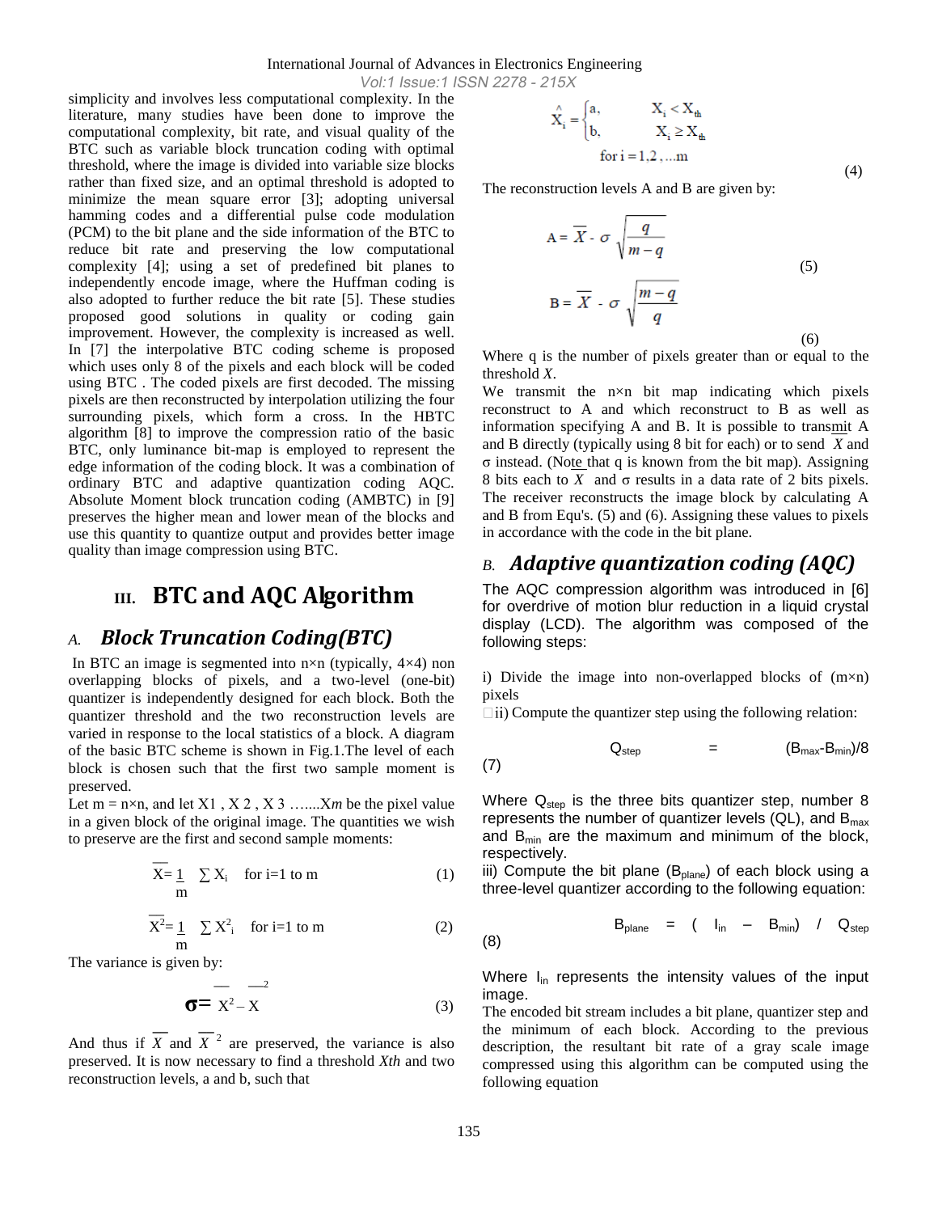simplicity and involves less computational complexity. In the literature, many studies have been done to improve the computational complexity, bit rate, and visual quality of the BTC such as variable block truncation coding with optimal threshold, where the image is divided into variable size blocks rather than fixed size, and an optimal threshold is adopted to minimize the mean square error [3]; adopting universal hamming codes and a differential pulse code modulation (PCM) to the bit plane and the side information of the BTC to reduce bit rate and preserving the low computational complexity [4]; using a set of predefined bit planes to independently encode image, where the Huffman coding is also adopted to further reduce the bit rate [5]. These studies proposed good solutions in quality or coding gain improvement. However, the complexity is increased as well. In [7] the interpolative BTC coding scheme is proposed which uses only 8 of the pixels and each block will be coded using BTC . The coded pixels are first decoded. The missing pixels are then reconstructed by interpolation utilizing the four surrounding pixels, which form a cross. In the HBTC algorithm [8] to improve the compression ratio of the basic BTC, only luminance bit-map is employed to represent the edge information of the coding block. It was a combination of ordinary BTC and adaptive quantization coding AQC. Absolute Moment block truncation coding (AMBTC) in [9] preserves the higher mean and lower mean of the blocks and use this quantity to quantize output and provides better image quality than image compression using BTC.

## III. BTC and AQC Algorithm

### A. *Block Truncation Coding(BTC)*

In BTC an image is segmented into n×n (typically, 4×4) non overlapping blocks of pixels, and a two-level (one-bit) quantizer is independently designed for each block. Both the quantizer threshold and the two reconstruction levels are varied in response to the local statistics of a block. A diagram of the basic BTC scheme is shown in Fig.1.The level of each block is chosen such that the first two sample moment is preserved.

Let m = n×n, and let $X_1, X_2, X_3 \ldots X_m$ be the pixel value in a given block of the original image. The quantities we wish to preserve are the first and second sample moments:

$$\overline{X} = \frac{1}{m} \sum X_i \quad \text{for i=1 to m} \tag{1}$$

$$\overline{X^2} = \frac{1}{m} \sum X_i^2 \quad \text{for i=1 to m} \tag{2}$$

The variance is given by:

$$\sigma = \overline{X^2} - \overline{X}^2 \tag{3}$$

And thus if $\overline{X}$ and $\overline{X}^2$ are preserved, the variance is also preserved. It is now necessary to find a threshold *Xth* and two reconstruction levels, a and b, such that

$$\hat{X}_i = \begin{cases} a, & X_i < X_{th} \\ b, & X_i \geq X_{th} \end{cases} \quad \text{for } i = 1, 2, \ldots m \tag{4}$$

The reconstruction levels A and B are given by:

$$A = \overline{X} - \sigma \sqrt{\frac{q}{m-q}} \tag{5}$$

$$B = \overline{X} - \sigma \sqrt{\frac{m-q}{q}} \tag{6}$$

Where q is the number of pixels greater than or equal to the threshold *X*.

We transmit the n×n bit map indicating which pixels reconstruct to A and which reconstruct to B as well as information specifying A and B. It is possible to transmit A and B directly (typically using 8 bit for each) or to send $\overline{X}$ and σ instead. (Note that q is known from the bit map). Assigning 8 bits each to $\overline{X}$ and σ results in a data rate of 2 bits pixels. The receiver reconstructs the image block by calculating A and B from Equ's. (5) and (6). Assigning these values to pixels in accordance with the code in the bit plane.

### B. *Adaptive quantization coding (AQC)*

The AQC compression algorithm was introduced in [6] for overdrive of motion blur reduction in a liquid crystal display (LCD). The algorithm was composed of the following steps:

i) Divide the image into non-overlapped blocks of (m×n) pixels

ii) Compute the quantizer step using the following relation:

$$Q_{step} = (B_{max} - B_{min})/8 \tag{7}$$

Where $Q_{step}$ is the three bits quantizer step, number 8 represents the number of quantizer levels (QL), and $B_{max}$ and $B_{min}$ are the maximum and minimum of the block, respectively.

iii) Compute the bit plane ($B_{plane}$) of each block using a three-level quantizer according to the following equation:

$$B_{plane} = (I_{in} - B_{min}) / Q_{step} \tag{8}$$

Where $I_{in}$ represents the intensity values of the input image.

The encoded bit stream includes a bit plane, quantizer step and the minimum of each block. According to the previous description, the resultant bit rate of a gray scale image compressed using this algorithm can be computed using the following equation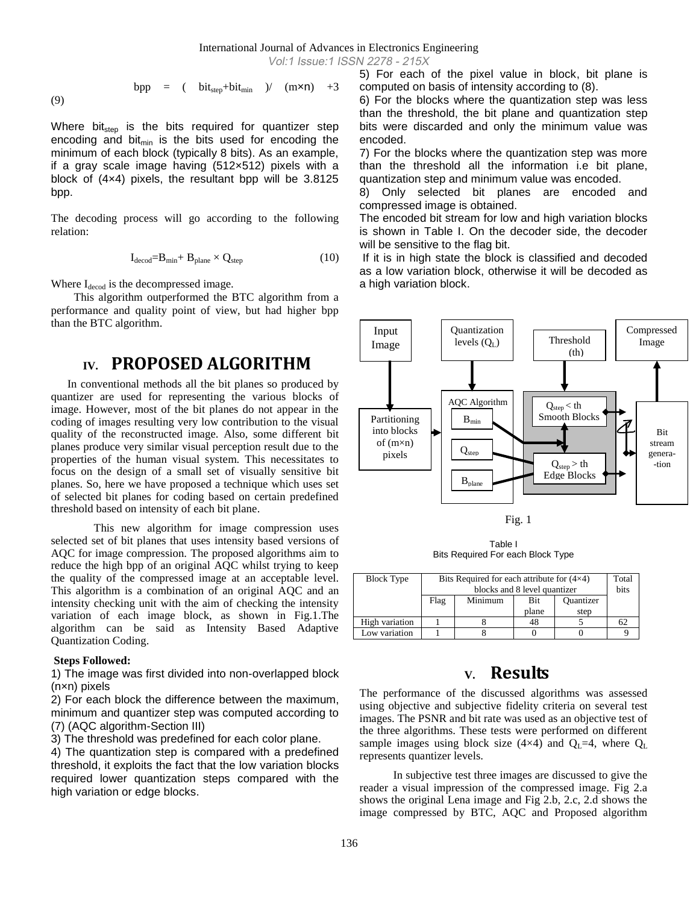$$bpp = ( bit_{step}+bit_{min} ) / (m\times n) + 3 \quad (9)$$

Where $bit_{step}$ is the bits required for quantizer step encoding and $bit_{min}$ is the bits used for encoding the minimum of each block (typically 8 bits). As an example, if a gray scale image having (512×512) pixels with a block of (4×4) pixels, the resultant bpp will be 3.8125 bpp.

The decoding process will go according to the following relation:

$$I_{decod}=B_{min}+ B_{plane} \times Q_{step} \quad (10)$$

Where $I_{decod}$ is the decompressed image.

This algorithm outperformed the BTC algorithm from a performance and quality point of view, but had higher bpp than the BTC algorithm.

## IV. PROPOSED ALGORITHM

In conventional methods all the bit planes so produced by quantizer are used for representing the various blocks of image. However, most of the bit planes do not appear in the coding of images resulting very low contribution to the visual quality of the reconstructed image. Also, some different bit planes produce very similar visual perception result due to the properties of the human visual system. This necessitates to focus on the design of a small set of visually sensitive bit planes. So, here we have proposed a technique which uses set of selected bit planes for coding based on certain predefined threshold based on intensity of each bit plane.

This new algorithm for image compression uses selected set of bit planes that uses intensity based versions of AQC for image compression. The proposed algorithms aim to reduce the high bpp of an original AQC whilst trying to keep the quality of the compressed image at an acceptable level. This algorithm is a combination of an original AQC and an intensity checking unit with the aim of checking the intensity variation of each image block, as shown in Fig.1.The algorithm can be said as Intensity Based Adaptive Quantization Coding.

**Steps Followed:**

1) The image was first divided into non-overlapped block (n×n) pixels

2) For each block the difference between the maximum, minimum and quantizer step was computed according to (7) (AQC algorithm-Section III)

3) The threshold was predefined for each color plane.

4) The quantization step is compared with a predefined threshold, it exploits the fact that the low variation blocks required lower quantization steps compared with the high variation or edge blocks.

5) For each of the pixel value in block, bit plane is computed on basis of intensity according to (8).

6) For the blocks where the quantization step was less than the threshold, the bit plane and quantization step bits were discarded and only the minimum value was encoded.

7) For the blocks where the quantization step was more than the threshold all the information i.e bit plane, quantization step and minimum value was encoded.

8) Only selected bit planes are encoded and compressed image is obtained.

The encoded bit stream for low and high variation blocks is shown in Table I. On the decoder side, the decoder will be sensitive to the flag bit.

If it is in high state the block is classified and decoded as a low variation block, otherwise it will be decoded as a high variation block.

Input Image → Partitioning into blocks of (m×n) pixels → AQC Algorithm ($B_{min}$, $Q_{step}$, $B_{plane}$) with Quantization levels ($Q_L$) → Threshold (th): $Q_{step}$ < th Smooth Blocks / $Q_{step}$ > th Edge Blocks → Bit stream genera--tion → Compressed Image

Fig. 1

Table I
Bits Required For each Block Type

| Block Type | Bits Required for each attribute for (4×4) blocks and 8 level quantizer | | | | Total bits |
|---|---|---|---|---|---|
| | Flag | Minimum | Bit plane | Quantizer step | |
| High variation | 1 | 8 | 48 | 5 | 62 |
| Low variation | 1 | 8 | 0 | 0 | 9 |

## V. Results

The performance of the discussed algorithms was assessed using objective and subjective fidelity criteria on several test images. The PSNR and bit rate was used as an objective test of the three algorithms. These tests were performed on different sample images using block size (4×4) and $Q_L$=4, where $Q_L$ represents quantizer levels.

In subjective test three images are discussed to give the reader a visual impression of the compressed image. Fig 2.a shows the original Lena image and Fig 2.b, 2.c, 2.d shows the image compressed by BTC, AQC and Proposed algorithm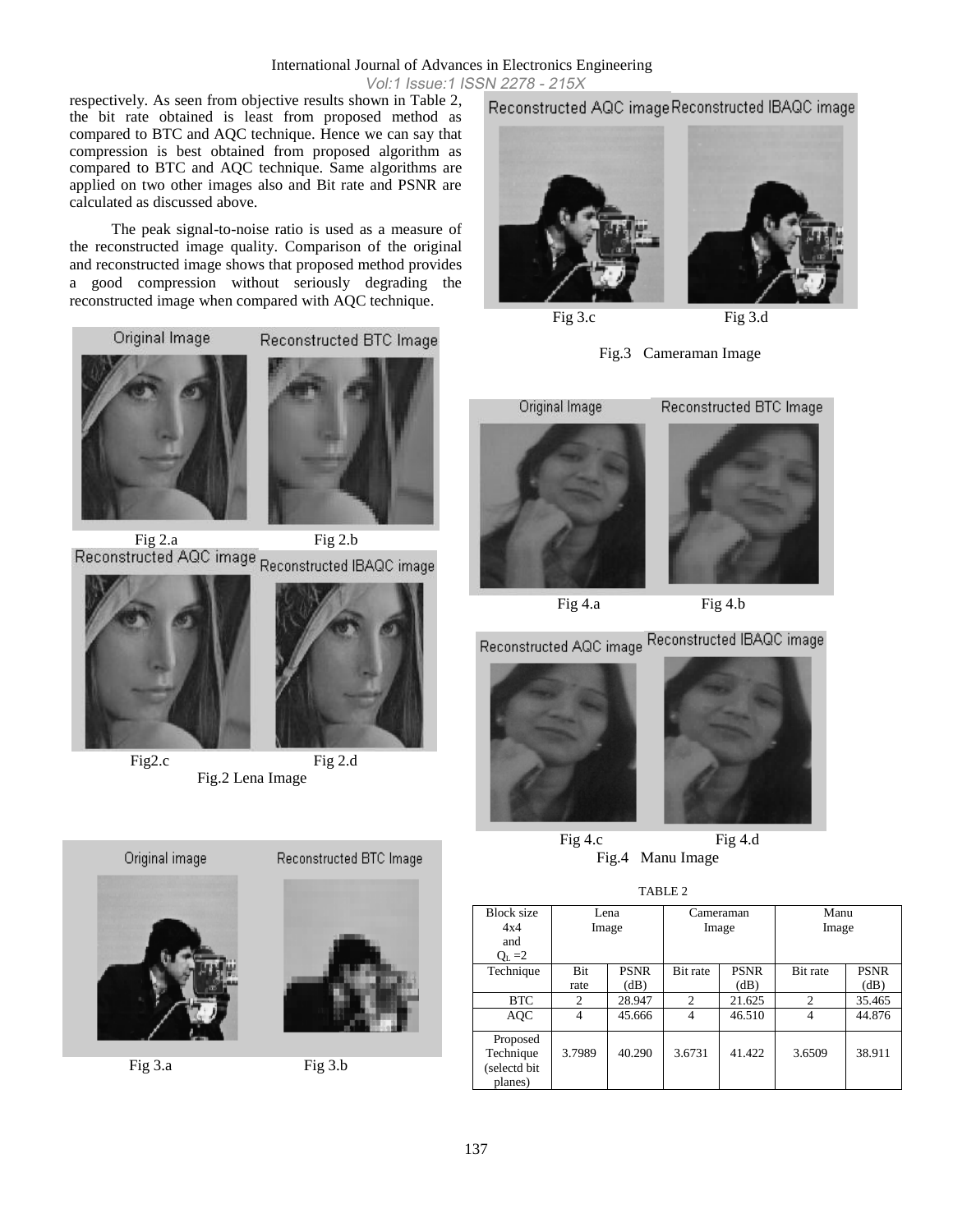respectively. As seen from objective results shown in Table 2, the bit rate obtained is least from proposed method as compared to BTC and AQC technique. Hence we can say that compression is best obtained from proposed algorithm as compared to BTC and AQC technique. Same algorithms are applied on two other images also and Bit rate and PSNR are calculated as discussed above.

The peak signal-to-noise ratio is used as a measure of the reconstructed image quality. Comparison of the original and reconstructed image shows that proposed method provides a good compression without seriously degrading the reconstructed image when compared with AQC technique.

Fig 2.a Fig 2.b

Fig2.c Fig 2.d

Fig.2 Lena Image

Fig 3.a Fig 3.b

Fig 3.c Fig 3.d

Fig.3 Cameraman Image

Fig 4.a Fig 4.b

Fig 4.c Fig 4.d

Fig.4 Manu Image

TABLE 2

| Block size 4x4 and $Q_L = 2$ | Lena Image | | Cameraman Image | | Manu Image | |
|---|---|---|---|---|---|---|
| Technique | Bit rate | PSNR (dB) | Bit rate | PSNR (dB) | Bit rate | PSNR (dB) |
| BTC | 2 | 28.947 | 2 | 21.625 | 2 | 35.465 |
| AQC | 4 | 45.666 | 4 | 46.510 | 4 | 44.876 |
| Proposed Technique (selectd bit planes) | 3.7989 | 40.290 | 3.6731 | 41.422 | 3.6509 | 38.911 |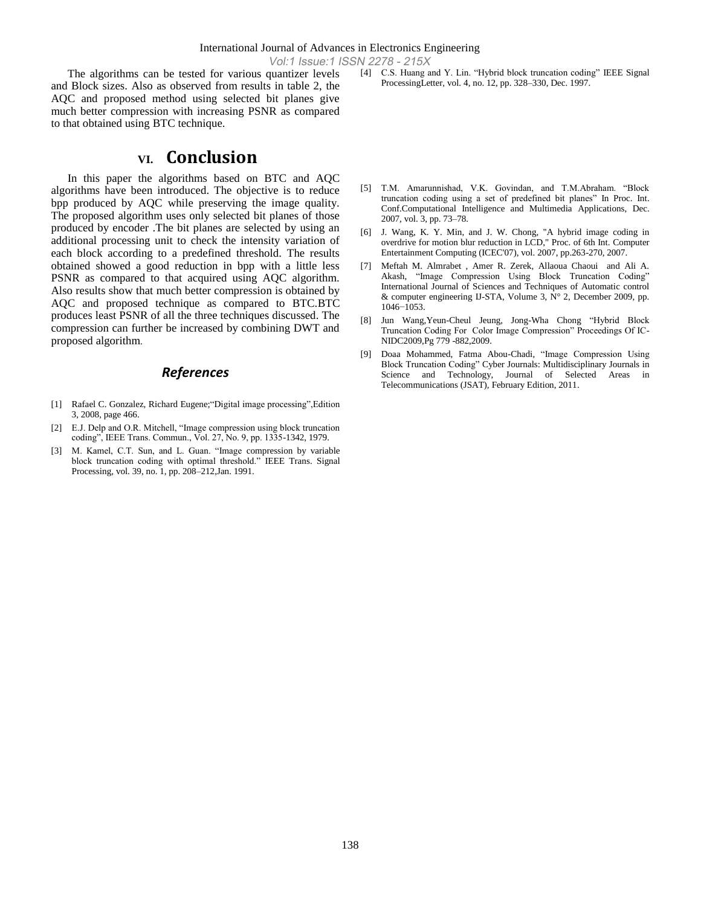The algorithms can be tested for various quantizer levels and Block sizes. Also as observed from results in table 2, the AQC and proposed method using selected bit planes give much better compression with increasing PSNR as compared to that obtained using BTC technique.

## VI. Conclusion

In this paper the algorithms based on BTC and AQC algorithms have been introduced. The objective is to reduce bpp produced by AQC while preserving the image quality. The proposed algorithm uses only selected bit planes of those produced by encoder .The bit planes are selected by using an additional processing unit to check the intensity variation of each block according to a predefined threshold. The results obtained showed a good reduction in bpp with a little less PSNR as compared to that acquired using AQC algorithm. Also results show that much better compression is obtained by AQC and proposed technique as compared to BTC.BTC produces least PSNR of all the three techniques discussed. The compression can further be increased by combining DWT and proposed algorithm.

## *References*

[1] Rafael C. Gonzalez, Richard Eugene;"Digital image processing",Edition 3, 2008, page 466.

[2] E.J. Delp and O.R. Mitchell, "Image compression using block truncation coding", IEEE Trans. Commun., Vol. 27, No. 9, pp. 1335-1342, 1979.

[3] M. Kamel, C.T. Sun, and L. Guan. "Image compression by variable block truncation coding with optimal threshold." IEEE Trans. Signal Processing, vol. 39, no. 1, pp. 208–212,Jan. 1991.

[4] C.S. Huang and Y. Lin. "Hybrid block truncation coding" IEEE Signal ProcessingLetter, vol. 4, no. 12, pp. 328–330, Dec. 1997.

[5] T.M. Amarunnishad, V.K. Govindan, and T.M.Abraham. "Block truncation coding using a set of predefined bit planes" In Proc. Int. Conf.Computational Intelligence and Multimedia Applications, Dec. 2007, vol. 3, pp. 73–78.

[6] J. Wang, K. Y. Min, and J. W. Chong, "A hybrid image coding in overdrive for motion blur reduction in LCD," Proc. of 6th Int. Computer Entertainment Computing (ICEC'07), vol. 2007, pp.263-270, 2007.

[7] Meftah M. Almrabet , Amer R. Zerek, Allaoua Chaoui and Ali A. Akash, "Image Compression Using Block Truncation Coding" International Journal of Sciences and Techniques of Automatic control & computer engineering IJ-STA, Volume 3, N° 2, December 2009, pp. 1046−1053.

[8] Jun Wang,Yeun-Cheul Jeung, Jong-Wha Chong "Hybrid Block Truncation Coding For Color Image Compression" Proceedings Of IC-NIDC2009,Pg 779 -882,2009.

[9] Doaa Mohammed, Fatma Abou-Chadi, "Image Compression Using Block Truncation Coding" Cyber Journals: Multidisciplinary Journals in Science and Technology, Journal of Selected Areas in Telecommunications (JSAT), February Edition, 2011.